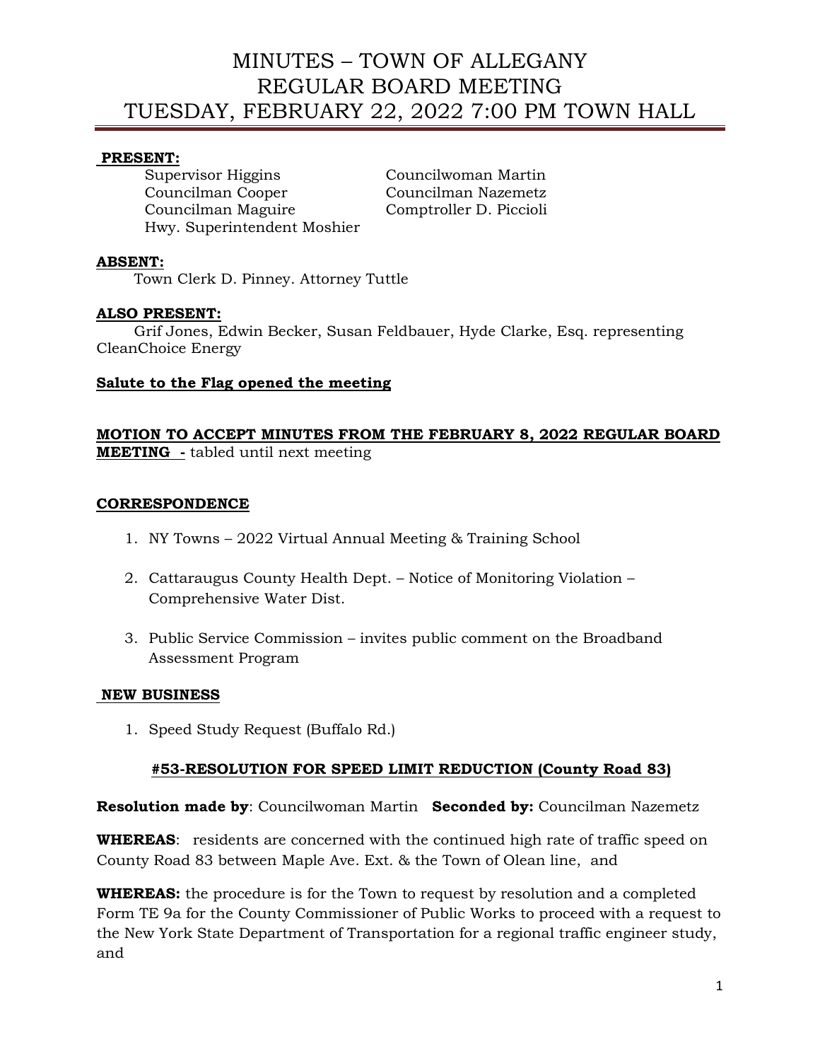# MINUTES – TOWN OF ALLEGANY
# REGULAR BOARD MEETING
# TUESDAY, FEBRUARY 22, 2022 7:00 PM TOWN HALL

**PRESENT:**

Supervisor Higgins
Councilman Cooper
Councilman Maguire
Hwy. Superintendent Moshier
Councilwoman Martin
Councilman Nazemetz
Comptroller D. Piccioli

**ABSENT:**

Town Clerk D. Pinney. Attorney Tuttle

**ALSO PRESENT:**

Grif Jones, Edwin Becker, Susan Feldbauer, Hyde Clarke, Esq. representing CleanChoice Energy

**Salute to the Flag opened the meeting**

**MOTION TO ACCEPT MINUTES FROM THE FEBRUARY 8, 2022 REGULAR BOARD MEETING -** tabled until next meeting

**CORRESPONDENCE**

1. NY Towns – 2022 Virtual Annual Meeting & Training School
2. Cattaraugus County Health Dept. – Notice of Monitoring Violation – Comprehensive Water Dist.
3. Public Service Commission – invites public comment on the Broadband Assessment Program

**NEW BUSINESS**

1. Speed Study Request (Buffalo Rd.)

**#53-RESOLUTION FOR SPEED LIMIT REDUCTION (County Road 83)**

**Resolution made by**: Councilwoman Martin **Seconded by:** Councilman Nazemetz

**WHEREAS**: residents are concerned with the continued high rate of traffic speed on County Road 83 between Maple Ave. Ext. & the Town of Olean line, and

**WHEREAS:** the procedure is for the Town to request by resolution and a completed Form TE 9a for the County Commissioner of Public Works to proceed with a request to the New York State Department of Transportation for a regional traffic engineer study, and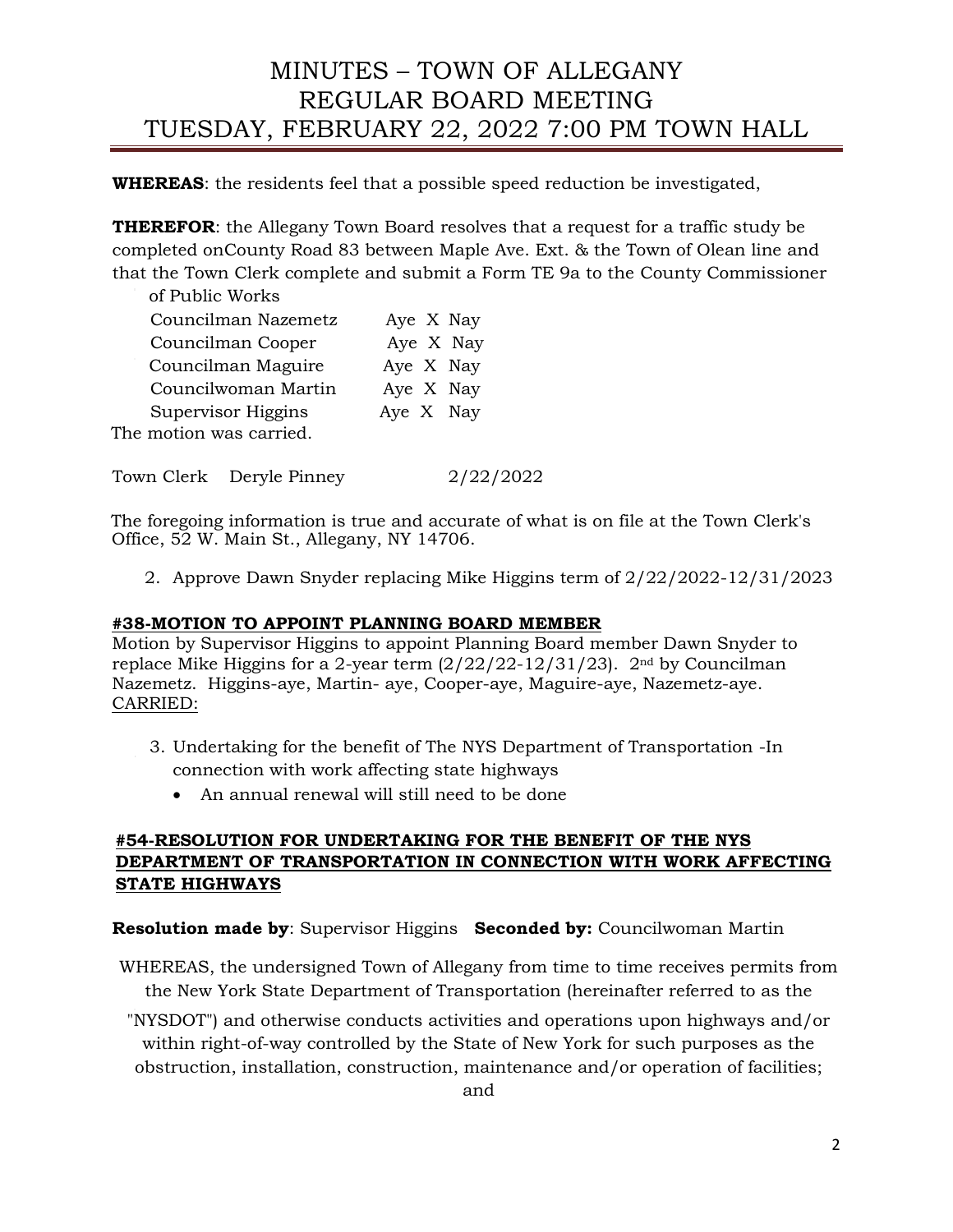**WHEREAS**: the residents feel that a possible speed reduction be investigated,

**THEREFOR**: the Allegany Town Board resolves that a request for a traffic study be completed onCounty Road 83 between Maple Ave. Ext. & the Town of Olean line and that the Town Clerk complete and submit a Form TE 9a to the County Commissioner of Public Works

| | |
|---|---|
| Councilman Nazemetz | Aye X Nay |
| Councilman Cooper | Aye X Nay |
| Councilman Maguire | Aye X Nay |
| Councilwoman Martin | Aye X Nay |
| Supervisor Higgins | Aye X Nay |

The motion was carried.

Town Clerk Deryle Pinney 2/22/2022

The foregoing information is true and accurate of what is on file at the Town Clerk's Office, 52 W. Main St., Allegany, NY 14706.

2. Approve Dawn Snyder replacing Mike Higgins term of 2/22/2022-12/31/2023

**#38-MOTION TO APPOINT PLANNING BOARD MEMBER**

Motion by Supervisor Higgins to appoint Planning Board member Dawn Snyder to replace Mike Higgins for a 2-year term (2/22/22-12/31/23). 2nd by Councilman Nazemetz. Higgins-aye, Martin- aye, Cooper-aye, Maguire-aye, Nazemetz-aye. CARRIED:

3. Undertaking for the benefit of The NYS Department of Transportation -In connection with work affecting state highways
   - An annual renewal will still need to be done

**#54-RESOLUTION FOR UNDERTAKING FOR THE BENEFIT OF THE NYS DEPARTMENT OF TRANSPORTATION IN CONNECTION WITH WORK AFFECTING STATE HIGHWAYS**

**Resolution made by**: Supervisor Higgins **Seconded by:** Councilwoman Martin

WHEREAS, the undersigned Town of Allegany from time to time receives permits from the New York State Department of Transportation (hereinafter referred to as the "NYSDOT") and otherwise conducts activities and operations upon highways and/or within right-of-way controlled by the State of New York for such purposes as the obstruction, installation, construction, maintenance and/or operation of facilities; and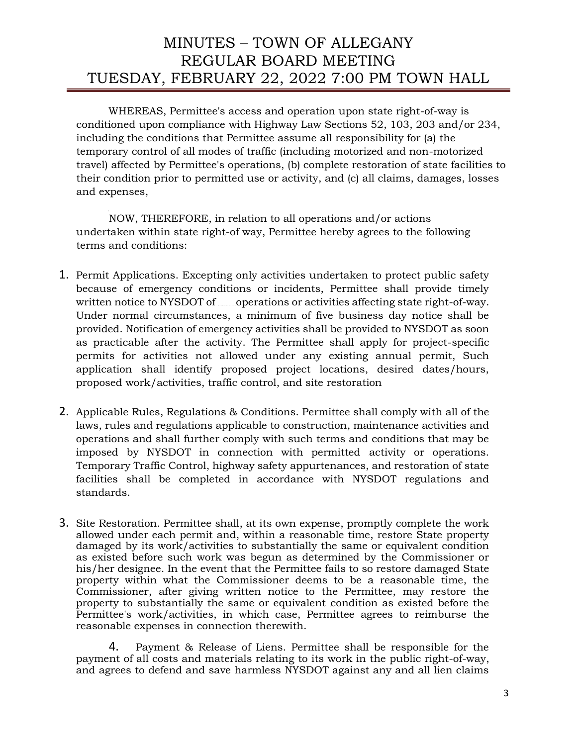WHEREAS, Permittee's access and operation upon state right-of-way is conditioned upon compliance with Highway Law Sections 52, 103, 203 and/or 234, including the conditions that Permittee assume all responsibility for (a) the temporary control of all modes of traffic (including motorized and non-motorized travel) affected by Permittee's operations, (b) complete restoration of state facilities to their condition prior to permitted use or activity, and (c) all claims, damages, losses and expenses,

NOW, THEREFORE, in relation to all operations and/or actions undertaken within state right-of way, Permittee hereby agrees to the following terms and conditions:

1. Permit Applications. Excepting only activities undertaken to protect public safety because of emergency conditions or incidents, Permittee shall provide timely written notice to NYSDOT of operations or activities affecting state right-of-way. Under normal circumstances, a minimum of five business day notice shall be provided. Notification of emergency activities shall be provided to NYSDOT as soon as practicable after the activity. The Permittee shall apply for project-specific permits for activities not allowed under any existing annual permit, Such application shall identify proposed project locations, desired dates/hours, proposed work/activities, traffic control, and site restoration

2. Applicable Rules, Regulations & Conditions. Permittee shall comply with all of the laws, rules and regulations applicable to construction, maintenance activities and operations and shall further comply with such terms and conditions that may be imposed by NYSDOT in connection with permitted activity or operations. Temporary Traffic Control, highway safety appurtenances, and restoration of state facilities shall be completed in accordance with NYSDOT regulations and standards.

3. Site Restoration. Permittee shall, at its own expense, promptly complete the work allowed under each permit and, within a reasonable time, restore State property damaged by its work/activities to substantially the same or equivalent condition as existed before such work was begun as determined by the Commissioner or his/her designee. In the event that the Permittee fails to so restore damaged State property within what the Commissioner deems to be a reasonable time, the Commissioner, after giving written notice to the Permittee, may restore the property to substantially the same or equivalent condition as existed before the Permittee's work/activities, in which case, Permittee agrees to reimburse the reasonable expenses in connection therewith.

4. Payment & Release of Liens. Permittee shall be responsible for the payment of all costs and materials relating to its work in the public right-of-way, and agrees to defend and save harmless NYSDOT against any and all lien claims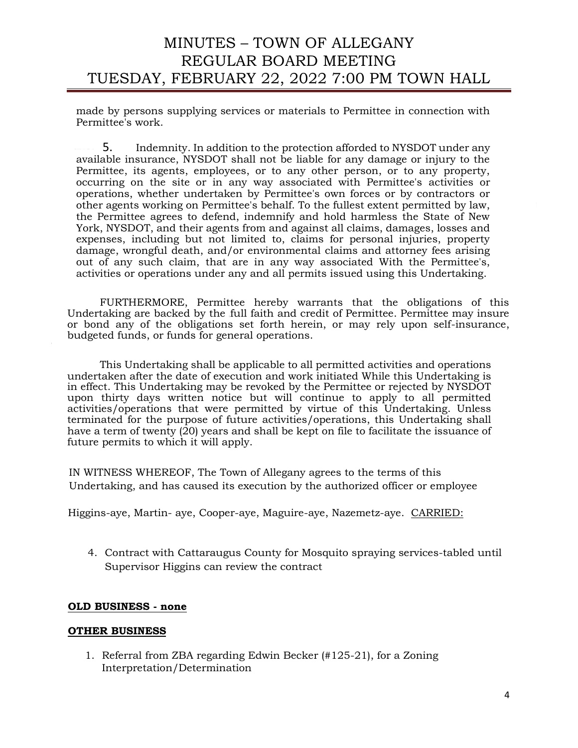made by persons supplying services or materials to Permittee in connection with Permittee's work.

5. Indemnity. In addition to the protection afforded to NYSDOT under any available insurance, NYSDOT shall not be liable for any damage or injury to the Permittee, its agents, employees, or to any other person, or to any property, occurring on the site or in any way associated with Permittee's activities or operations, whether undertaken by Permittee's own forces or by contractors or other agents working on Permittee's behalf. To the fullest extent permitted by law, the Permittee agrees to defend, indemnify and hold harmless the State of New York, NYSDOT, and their agents from and against all claims, damages, losses and expenses, including but not limited to, claims for personal injuries, property damage, wrongful death, and/or environmental claims and attorney fees arising out of any such claim, that are in any way associated With the Permittee's, activities or operations under any and all permits issued using this Undertaking.

FURTHERMORE, Permittee hereby warrants that the obligations of this Undertaking are backed by the full faith and credit of Permittee. Permittee may insure or bond any of the obligations set forth herein, or may rely upon self-insurance, budgeted funds, or funds for general operations.

This Undertaking shall be applicable to all permitted activities and operations undertaken after the date of execution and work initiated While this Undertaking is in effect. This Undertaking may be revoked by the Permittee or rejected by NYSDOT upon thirty days written notice but will continue to apply to all permitted activities/operations that were permitted by virtue of this Undertaking. Unless terminated for the purpose of future activities/operations, this Undertaking shall have a term of twenty (20) years and shall be kept on file to facilitate the issuance of future permits to which it will apply.

IN WITNESS WHEREOF, The Town of Allegany agrees to the terms of this Undertaking, and has caused its execution by the authorized officer or employee

Higgins-aye, Martin- aye, Cooper-aye, Maguire-aye, Nazemetz-aye. CARRIED:

4. Contract with Cattaraugus County for Mosquito spraying services-tabled until Supervisor Higgins can review the contract

**OLD BUSINESS - none**

**OTHER BUSINESS**

1. Referral from ZBA regarding Edwin Becker (#125-21), for a Zoning Interpretation/Determination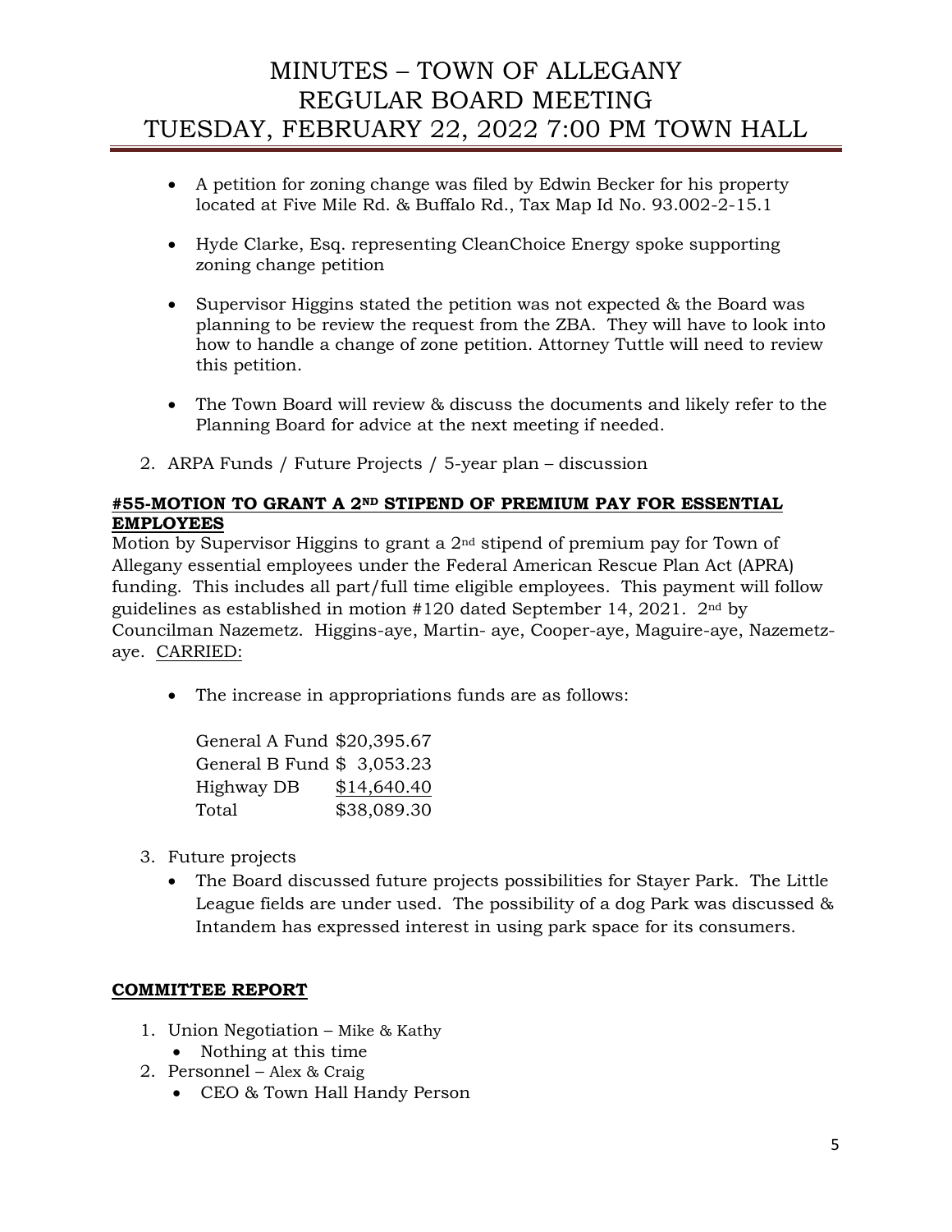- A petition for zoning change was filed by Edwin Becker for his property located at Five Mile Rd. & Buffalo Rd., Tax Map Id No. 93.002-2-15.1
- Hyde Clarke, Esq. representing CleanChoice Energy spoke supporting zoning change petition
- Supervisor Higgins stated the petition was not expected & the Board was planning to be review the request from the ZBA. They will have to look into how to handle a change of zone petition. Attorney Tuttle will need to review this petition.
- The Town Board will review & discuss the documents and likely refer to the Planning Board for advice at the next meeting if needed.

2. ARPA Funds / Future Projects / 5-year plan – discussion

**#55-MOTION TO GRANT A 2ND STIPEND OF PREMIUM PAY FOR ESSENTIAL EMPLOYEES**

Motion by Supervisor Higgins to grant a 2nd stipend of premium pay for Town of Allegany essential employees under the Federal American Rescue Plan Act (APRA) funding. This includes all part/full time eligible employees. This payment will follow guidelines as established in motion #120 dated September 14, 2021. 2nd by Councilman Nazemetz. Higgins-aye, Martin- aye, Cooper-aye, Maguire-aye, Nazemetz-aye. CARRIED:

- The increase in appropriations funds are as follows:

| | |
|---|---|
| General A Fund | $20,395.67 |
| General B Fund | $ 3,053.23 |
| Highway DB | $14,640.40 |
| Total | $38,089.30 |

3. Future projects
   - The Board discussed future projects possibilities for Stayer Park. The Little League fields are under used. The possibility of a dog Park was discussed & Intandem has expressed interest in using park space for its consumers.

**COMMITTEE REPORT**

1. Union Negotiation – Mike & Kathy
   - Nothing at this time
2. Personnel – Alex & Craig
   - CEO & Town Hall Handy Person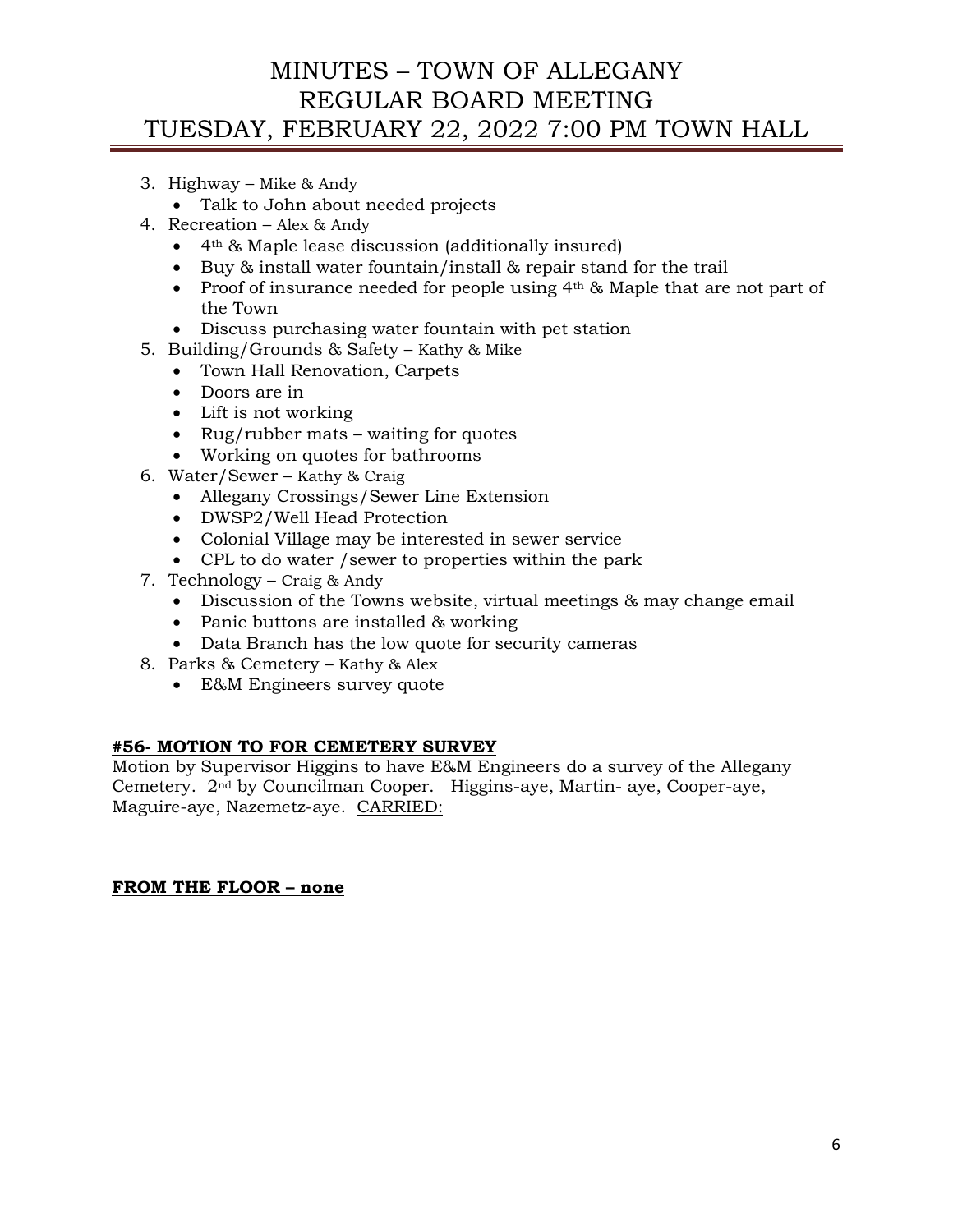3. Highway – Mike & Andy
   - Talk to John about needed projects
4. Recreation – Alex & Andy
   - 4th & Maple lease discussion (additionally insured)
   - Buy & install water fountain/install & repair stand for the trail
   - Proof of insurance needed for people using 4th & Maple that are not part of the Town
   - Discuss purchasing water fountain with pet station
5. Building/Grounds & Safety – Kathy & Mike
   - Town Hall Renovation, Carpets
   - Doors are in
   - Lift is not working
   - Rug/rubber mats – waiting for quotes
   - Working on quotes for bathrooms
6. Water/Sewer – Kathy & Craig
   - Allegany Crossings/Sewer Line Extension
   - DWSP2/Well Head Protection
   - Colonial Village may be interested in sewer service
   - CPL to do water /sewer to properties within the park
7. Technology – Craig & Andy
   - Discussion of the Towns website, virtual meetings & may change email
   - Panic buttons are installed & working
   - Data Branch has the low quote for security cameras
8. Parks & Cemetery – Kathy & Alex
   - E&M Engineers survey quote

**#56- MOTION TO FOR CEMETERY SURVEY**

Motion by Supervisor Higgins to have E&M Engineers do a survey of the Allegany Cemetery. 2nd by Councilman Cooper. Higgins-aye, Martin- aye, Cooper-aye, Maguire-aye, Nazemetz-aye. CARRIED:

**FROM THE FLOOR – none**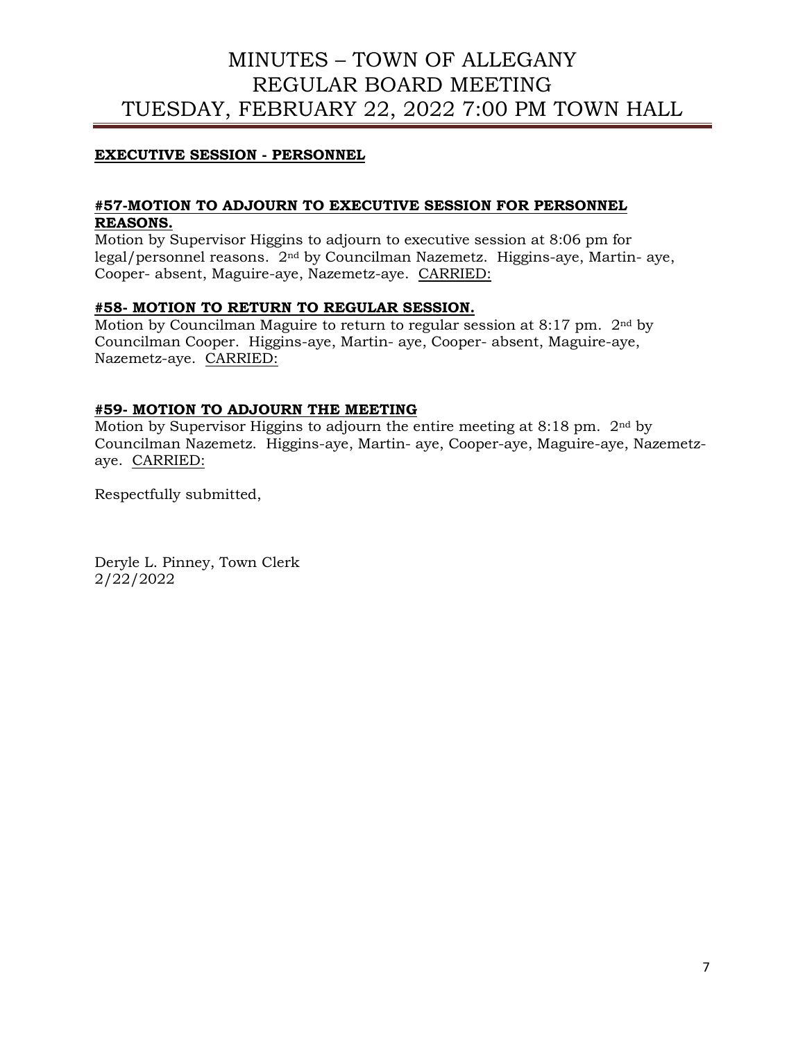# MINUTES – TOWN OF ALLEGANY
# REGULAR BOARD MEETING
# TUESDAY, FEBRUARY 22, 2022 7:00 PM TOWN HALL

**EXECUTIVE SESSION - PERSONNEL**

**#57-MOTION TO ADJOURN TO EXECUTIVE SESSION FOR PERSONNEL REASONS.**

Motion by Supervisor Higgins to adjourn to executive session at 8:06 pm for legal/personnel reasons. 2nd by Councilman Nazemetz. Higgins-aye, Martin- aye, Cooper- absent, Maguire-aye, Nazemetz-aye. CARRIED:

**#58- MOTION TO RETURN TO REGULAR SESSION.**

Motion by Councilman Maguire to return to regular session at 8:17 pm. 2nd by Councilman Cooper. Higgins-aye, Martin- aye, Cooper- absent, Maguire-aye, Nazemetz-aye. CARRIED:

**#59- MOTION TO ADJOURN THE MEETING**

Motion by Supervisor Higgins to adjourn the entire meeting at 8:18 pm. 2nd by Councilman Nazemetz. Higgins-aye, Martin- aye, Cooper-aye, Maguire-aye, Nazemetz-aye. CARRIED:

Respectfully submitted,

Deryle L. Pinney, Town Clerk
2/22/2022